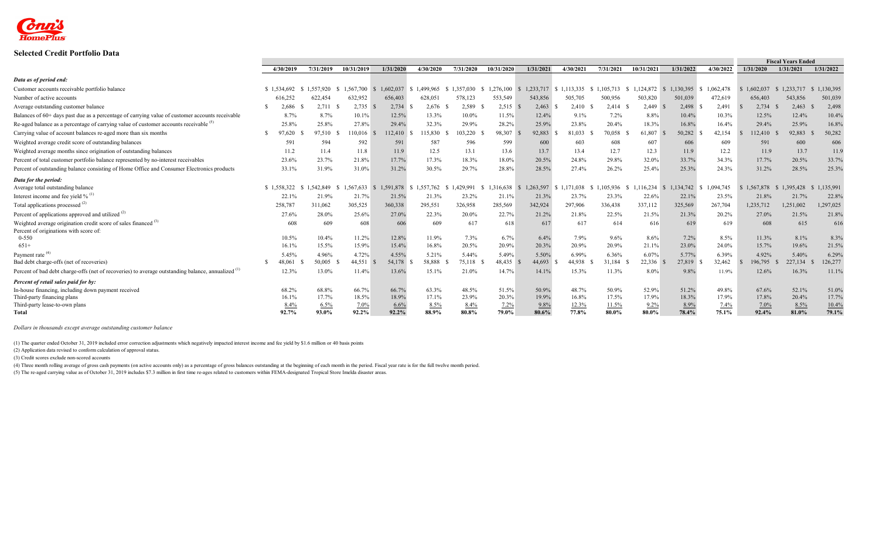## Selected Credit Portfolio Data

| | 4/30/2019 | 7/31/2019 | 10/31/2019 | 1/31/2020 | 4/30/2020 | 7/31/2020 | 10/31/2020 | 1/31/2021 | 4/30/2021 | 7/31/2021 | 10/31/2021 | 1/31/2022 | 4/30/2022 | Fiscal Years Ended 1/31/2020 | Fiscal Years Ended 1/31/2021 | Fiscal Years Ended 1/31/2022 |
|---|---|---|---|---|---|---|---|---|---|---|---|---|---|---|---|---|
| ***Data as of period end:*** | | | | | | | | | | | | | | | | |
| Customer accounts receivable portfolio balance | $ 1,534,692 | $ 1,557,920 | $ 1,567,700 | $ 1,602,037 | $ 1,499,965 | $ 1,357,030 | $ 1,276,100 | $ 1,233,717 | $ 1,113,335 | $ 1,105,713 | $ 1,124,872 | $ 1,130,395 | $ 1,062,478 | $ 1,602,037 | $ 1,233,717 | $ 1,130,395 |
| Number of active accounts | 616,252 | 622,454 | 632,952 | 656,403 | 628,051 | 578,123 | 553,549 | 543,856 | 505,705 | 500,956 | 503,820 | 501,039 | 472,619 | 656,403 | 543,856 | 501,039 |
| Average outstanding customer balance | $ 2,686 | $ 2,711 | $ 2,735 | $ 2,734 | $ 2,676 | $ 2,589 | $ 2,515 | $ 2,463 | $ 2,410 | $ 2,414 | $ 2,449 | $ 2,498 | $ 2,491 | $ 2,734 | $ 2,463 | $ 2,498 |
| Balances of 60+ days past due as a percentage of carrying value of customer accounts receivable | 8.7% | 8.7% | 10.1% | 12.5% | 13.3% | 10.0% | 11.5% | 12.4% | 9.1% | 7.2% | 8.8% | 10.4% | 10.3% | 12.5% | 12.4% | 10.4% |
| Re-aged balance as a percentage of carrying value of customer accounts receivable [5] | 25.8% | 25.8% | 27.8% | 29.4% | 32.3% | 29.9% | 28.2% | 25.9% | 23.8% | 20.4% | 18.3% | 16.8% | 16.4% | 29.4% | 25.9% | 16.8% |
| Carrying value of account balances re-aged more than six months | $ 97,620 | $ 97,510 | $ 110,016 | $ 112,410 | $ 115,830 | $ 103,220 | $ 98,307 | $ 92,883 | $ 81,033 | $ 70,058 | $ 61,807 | $ 50,282 | $ 42,154 | $ 112,410 | $ 92,883 | $ 50,282 |
| Weighted average credit score of outstanding balances | 591 | 594 | 592 | 591 | 587 | 596 | 599 | 600 | 603 | 608 | 607 | 606 | 609 | 591 | 600 | 606 |
| Weighted average months since origination of outstanding balances | 11.2 | 11.4 | 11.8 | 11.9 | 12.5 | 13.1 | 13.6 | 13.7 | 13.4 | 12.7 | 12.3 | 11.9 | 12.2 | 11.9 | 13.7 | 11.9 |
| Percent of total customer portfolio balance represented by no-interest receivables | 23.6% | 23.7% | 21.8% | 17.7% | 17.3% | 18.3% | 18.0% | 20.5% | 24.8% | 29.8% | 32.0% | 33.7% | 34.3% | 17.7% | 20.5% | 33.7% |
| Percent of outstanding balance consisting of Home Office and Consumer Electronics products | 33.1% | 31.9% | 31.0% | 31.2% | 30.5% | 29.7% | 28.8% | 28.5% | 27.4% | 26.2% | 25.4% | 25.3% | 24.3% | 31.2% | 28.5% | 25.3% |
| ***Data for the period:*** | | | | | | | | | | | | | | | | |
| Average total outstanding balance | $ 1,558,322 | $ 1,542,849 | $ 1,567,633 | $ 1,591,878 | $ 1,557,762 | $ 1,429,991 | $ 1,316,638 | $ 1,263,597 | $ 1,171,038 | $ 1,105,936 | $ 1,116,234 | $ 1,134,742 | $ 1,094,745 | $ 1,567,878 | $ 1,395,428 | $ 1,135,991 |
| Interest income and fee yield % [1] | 22.1% | 21.9% | 21.7% | 21.5% | 21.3% | 23.2% | 21.1% | 21.3% | 23.7% | 23.3% | 22.6% | 22.1% | 23.5% | 21.8% | 21.7% | 22.8% |
| Total applications processed [2] | 258,787 | 311,062 | 305,525 | 360,338 | 295,551 | 326,958 | 285,569 | 342,924 | 297,906 | 336,438 | 337,112 | 325,569 | 267,704 | 1,235,712 | 1,251,002 | 1,297,025 |
| Percent of applications approved and utilized [2] | 27.6% | 28.0% | 25.6% | 27.0% | 22.3% | 20.0% | 22.7% | 21.2% | 21.8% | 22.5% | 21.5% | 21.3% | 20.2% | 27.0% | 21.5% | 21.8% |
| Weighted average origination credit score of sales financed [3] | 608 | 609 | 608 | 606 | 609 | 617 | 618 | 617 | 617 | 614 | 616 | 619 | 619 | 608 | 615 | 616 |
| Percent of originations with score of: | | | | | | | | | | | | | | | | |
| 0-550 | 10.5% | 10.4% | 11.2% | 12.8% | 11.9% | 7.3% | 6.7% | 6.4% | 7.9% | 9.6% | 8.6% | 7.2% | 8.5% | 11.3% | 8.1% | 8.3% |
| 651+ | 16.1% | 15.5% | 15.9% | 15.4% | 16.8% | 20.5% | 20.9% | 20.3% | 20.9% | 20.9% | 21.1% | 23.0% | 24.0% | 15.7% | 19.6% | 21.5% |
| Payment rate [4] | 5.45% | 4.96% | 4.72% | 4.55% | 5.21% | 5.44% | 5.49% | 5.50% | 6.99% | 6.36% | 6.07% | 5.77% | 6.39% | 4.92% | 5.40% | 6.29% |
| Bad debt charge-offs (net of recoveries) | $ 48,061 | $ 50,005 | $ 44,551 | $ 54,178 | $ 58,888 | $ 75,118 | $ 48,435 | $ 44,693 | $ 44,938 | $ 31,184 | $ 22,336 | $ 27,819 | $ 32,462 | $ 196,795 | $ 227,134 | $ 126,277 |
| Percent of bad debt charge-offs (net of recoveries) to average outstanding balance, annualized [1] | 12.3% | 13.0% | 11.4% | 13.6% | 15.1% | 21.0% | 14.7% | 14.1% | 15.3% | 11.3% | 8.0% | 9.8% | 11.9% | 12.6% | 16.3% | 11.1% |
| ***Percent of retail sales paid for by:*** | | | | | | | | | | | | | | | | |
| In-house financing, including down payment received | 68.2% | 68.8% | 66.7% | 66.7% | 63.3% | 48.5% | 51.5% | 50.9% | 48.7% | 50.9% | 52.9% | 51.2% | 49.8% | 67.6% | 52.1% | 51.0% |
| Third-party financing plans | 16.1% | 17.7% | 18.5% | 18.9% | 17.1% | 23.9% | 20.3% | 19.9% | 16.8% | 17.5% | 17.9% | 18.3% | 17.9% | 17.8% | 20.4% | 17.7% |
| Third-party lease-to-own plans | 8.4% | 6.5% | 7.0% | 6.6% | 8.5% | 8.4% | 7.2% | 9.8% | 12.3% | 11.5% | 9.2% | 8.9% | 7.4% | 7.0% | 8.5% | 10.4% |
| **Total** | **92.7%** | **93.0%** | **92.2%** | **92.2%** | **88.9%** | **80.8%** | **79.0%** | **80.6%** | **77.8%** | **80.0%** | **80.0%** | **78.4%** | **75.1%** | **92.4%** | **81.0%** | **79.1%** |

*Dollars in thousands except average outstanding customer balance*

(1) The quarter ended October 31, 2019 included error correction adjustments which negatively impacted interest income and fee yield by $1.6 million or 40 basis points

(2) Application data revised to conform calculation of approval status.

(3) Credit scores exclude non-scored accounts

(4) Three month rolling average of gross cash payments (on active accounts only) as a percentage of gross balances outstanding at the beginning of each month in the period. Fiscal year rate is for the full twelve month period.

(5) The re-aged carrying value as of October 31, 2019 includes $7.3 million in first time re-ages related to customers within FEMA-designated Tropical Storm Imelda disaster areas.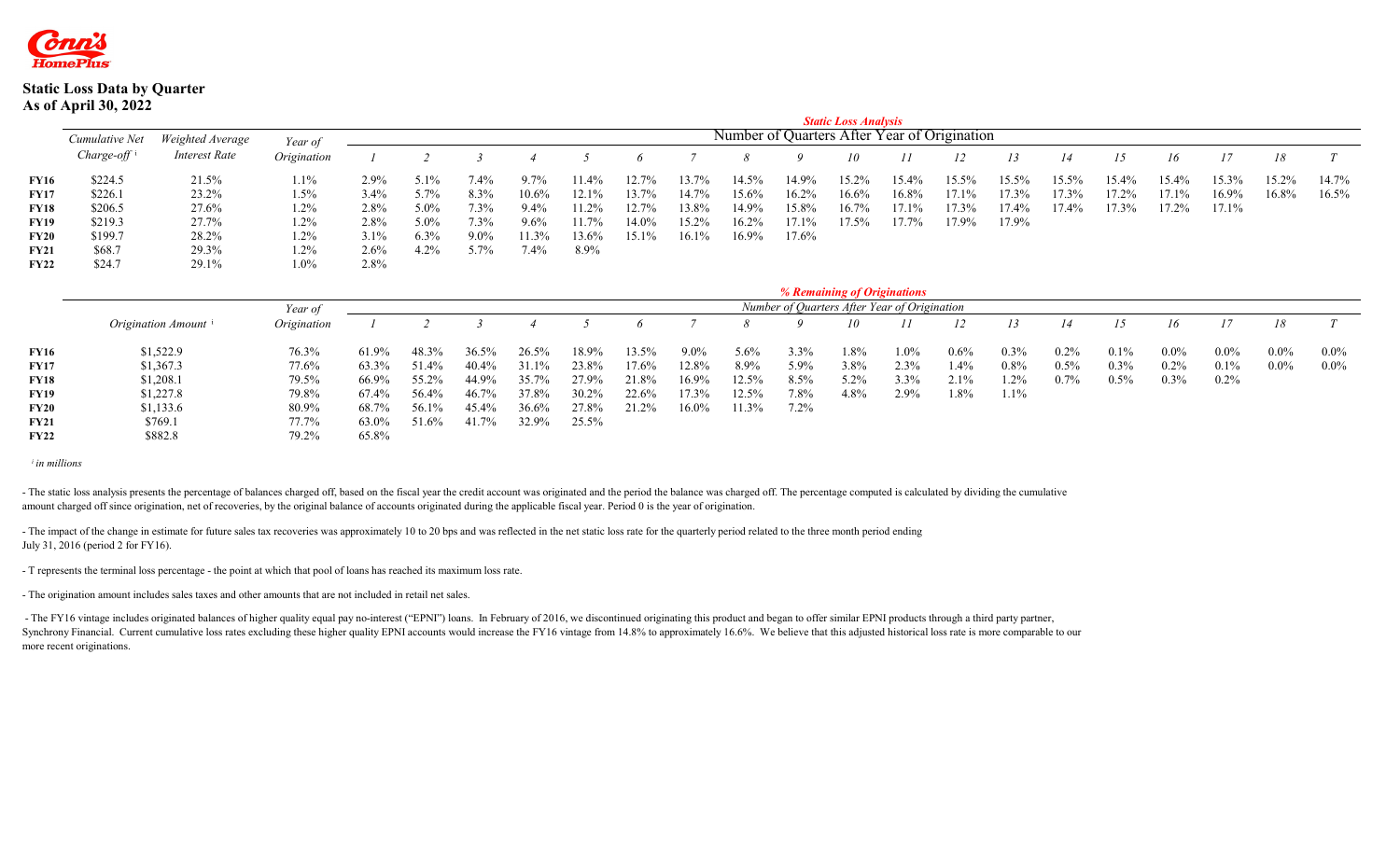# Static Loss Data by Quarter

## As of April 30, 2022

### Static Loss Analysis

| | Cumulative Net Charge-off [i] | Weighted Average Interest Rate | Year of Origination | Number of Quarters After Year of Origination | | | | | | | | | | | | | | | | | | |
|---|---|---|---|---|---|---|---|---|---|---|---|---|---|---|---|---|---|---|---|---|---|---|
| | | | | 1 | 2 | 3 | 4 | 5 | 6 | 7 | 8 | 9 | 10 | 11 | 12 | 13 | 14 | 15 | 16 | 17 | 18 | T |
| FY16 | $224.5 | 21.5% | 1.1% | 2.9% | 5.1% | 7.4% | 9.7% | 11.4% | 12.7% | 13.7% | 14.5% | 14.9% | 15.2% | 15.4% | 15.5% | 15.5% | 15.5% | 15.4% | 15.4% | 15.3% | 15.2% | 14.7% |
| FY17 | $226.1 | 23.2% | 1.5% | 3.4% | 5.7% | 8.3% | 10.6% | 12.1% | 13.7% | 14.7% | 15.6% | 16.2% | 16.6% | 16.8% | 17.1% | 17.3% | 17.3% | 17.2% | 17.1% | 16.9% | 16.8% | 16.5% |
| FY18 | $206.5 | 27.6% | 1.2% | 2.8% | 5.0% | 7.3% | 9.4% | 11.2% | 12.7% | 13.8% | 14.9% | 15.8% | 16.7% | 17.1% | 17.3% | 17.4% | 17.4% | 17.3% | 17.2% | 17.1% | | |
| FY19 | $219.3 | 27.7% | 1.2% | 2.8% | 5.0% | 7.3% | 9.6% | 11.7% | 14.0% | 15.2% | 16.2% | 17.1% | 17.5% | 17.7% | 17.9% | 17.9% | | | | | | |
| FY20 | $199.7 | 28.2% | 1.2% | 3.1% | 6.3% | 9.0% | 11.3% | 13.6% | 15.1% | 16.1% | 16.9% | 17.6% | | | | | | | | | | |
| FY21 | $68.7 | 29.3% | 1.2% | 2.6% | 4.2% | 5.7% | 7.4% | 8.9% | | | | | | | | | | | | | | |
| FY22 | $24.7 | 29.1% | 1.0% | 2.8% | | | | | | | | | | | | | | | | | | |

### % Remaining of Originations

| | Origination Amount [i] | Year of Origination | Number of Quarters After Year of Origination | | | | | | | | | | | | | | | | | | |
|---|---|---|---|---|---|---|---|---|---|---|---|---|---|---|---|---|---|---|---|---|---|
| | | | 1 | 2 | 3 | 4 | 5 | 6 | 7 | 8 | 9 | 10 | 11 | 12 | 13 | 14 | 15 | 16 | 17 | 18 | T |
| FY16 | $1,522.9 | 76.3% | 61.9% | 48.3% | 36.5% | 26.5% | 18.9% | 13.5% | 9.0% | 5.6% | 3.3% | 1.8% | 1.0% | 0.6% | 0.3% | 0.2% | 0.1% | 0.0% | 0.0% | 0.0% | 0.0% |
| FY17 | $1,367.3 | 77.6% | 63.3% | 51.4% | 40.4% | 31.1% | 23.8% | 17.6% | 12.8% | 8.9% | 5.9% | 3.8% | 2.3% | 1.4% | 0.8% | 0.5% | 0.3% | 0.2% | 0.1% | 0.0% | 0.0% |
| FY18 | $1,208.1 | 79.5% | 66.9% | 55.2% | 44.9% | 35.7% | 27.9% | 21.8% | 16.9% | 12.5% | 8.5% | 5.2% | 3.3% | 2.1% | 1.2% | 0.7% | 0.5% | 0.3% | 0.2% | | |
| FY19 | $1,227.8 | 79.8% | 67.4% | 56.4% | 46.7% | 37.8% | 30.2% | 22.6% | 17.3% | 12.5% | 7.8% | 4.8% | 2.9% | 1.8% | 1.1% | | | | | | |
| FY20 | $1,133.6 | 80.9% | 68.7% | 56.1% | 45.4% | 36.6% | 27.8% | 21.2% | 16.0% | 11.3% | 7.2% | | | | | | | | | | |
| FY21 | $769.1 | 77.7% | 63.0% | 51.6% | 41.7% | 32.9% | 25.5% | | | | | | | | | | | | | | |
| FY22 | $882.8 | 79.2% | 65.8% | | | | | | | | | | | | | | | | | | |

[i] *in millions*

- The static loss analysis presents the percentage of balances charged off, based on the fiscal year the credit account was originated and the period the balance was charged off. The percentage computed is calculated by dividing the cumulative amount charged off since origination, net of recoveries, by the original balance of accounts originated during the applicable fiscal year. Period 0 is the year of origination.

- The impact of the change in estimate for future sales tax recoveries was approximately 10 to 20 bps and was reflected in the net static loss rate for the quarterly period related to the three month period ending July 31, 2016 (period 2 for FY16).

- T represents the terminal loss percentage - the point at which that pool of loans has reached its maximum loss rate.

- The origination amount includes sales taxes and other amounts that are not included in retail net sales.

- The FY16 vintage includes originated balances of higher quality equal pay no-interest ("EPNI") loans. In February of 2016, we discontinued originating this product and began to offer similar EPNI products through a third party partner, Synchrony Financial. Current cumulative loss rates excluding these higher quality EPNI accounts would increase the FY16 vintage from 14.8% to approximately 16.6%. We believe that this adjusted historical loss rate is more comparable to our more recent originations.